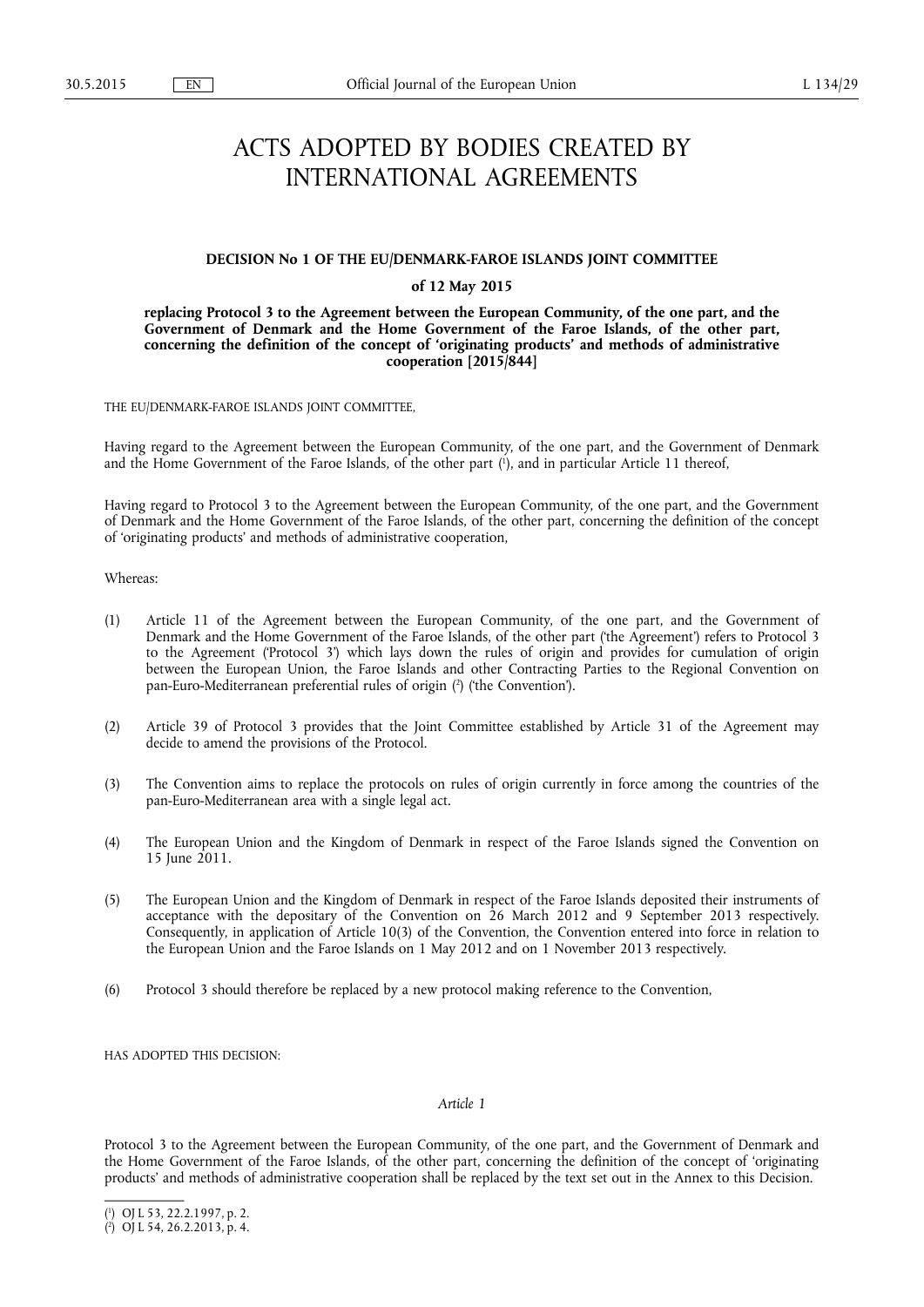# ACTS ADOPTED BY BODIES CREATED BY INTERNATIONAL AGREEMENTS

**DECISION No 1 OF THE EU/DENMARK-FAROE ISLANDS JOINT COMMITTEE**

**of 12 May 2015**

**replacing Protocol 3 to the Agreement between the European Community, of the one part, and the Government of Denmark and the Home Government of the Faroe Islands, of the other part, concerning the definition of the concept of 'originating products' and methods of administrative cooperation [2015/844]**

THE EU/DENMARK-FAROE ISLANDS JOINT COMMITTEE,

Having regard to the Agreement between the European Community, of the one part, and the Government of Denmark and the Home Government of the Faroe Islands, of the other part [1], and in particular Article 11 thereof,

Having regard to Protocol 3 to the Agreement between the European Community, of the one part, and the Government of Denmark and the Home Government of the Faroe Islands, of the other part, concerning the definition of the concept of 'originating products' and methods of administrative cooperation,

Whereas:

(1) Article 11 of the Agreement between the European Community, of the one part, and the Government of Denmark and the Home Government of the Faroe Islands, of the other part ('the Agreement') refers to Protocol 3 to the Agreement ('Protocol 3') which lays down the rules of origin and provides for cumulation of origin between the European Union, the Faroe Islands and other Contracting Parties to the Regional Convention on pan-Euro-Mediterranean preferential rules of origin [2] ('the Convention').

(2) Article 39 of Protocol 3 provides that the Joint Committee established by Article 31 of the Agreement may decide to amend the provisions of the Protocol.

(3) The Convention aims to replace the protocols on rules of origin currently in force among the countries of the pan-Euro-Mediterranean area with a single legal act.

(4) The European Union and the Kingdom of Denmark in respect of the Faroe Islands signed the Convention on 15 June 2011.

(5) The European Union and the Kingdom of Denmark in respect of the Faroe Islands deposited their instruments of acceptance with the depositary of the Convention on 26 March 2012 and 9 September 2013 respectively. Consequently, in application of Article 10(3) of the Convention, the Convention entered into force in relation to the European Union and the Faroe Islands on 1 May 2012 and on 1 November 2013 respectively.

(6) Protocol 3 should therefore be replaced by a new protocol making reference to the Convention,

HAS ADOPTED THIS DECISION:

*Article 1*

Protocol 3 to the Agreement between the European Community, of the one part, and the Government of Denmark and the Home Government of the Faroe Islands, of the other part, concerning the definition of the concept of 'originating products' and methods of administrative cooperation shall be replaced by the text set out in the Annex to this Decision.

---

[1] OJ L 53, 22.2.1997, p. 2.

[2] OJ L 54, 26.2.2013, p. 4.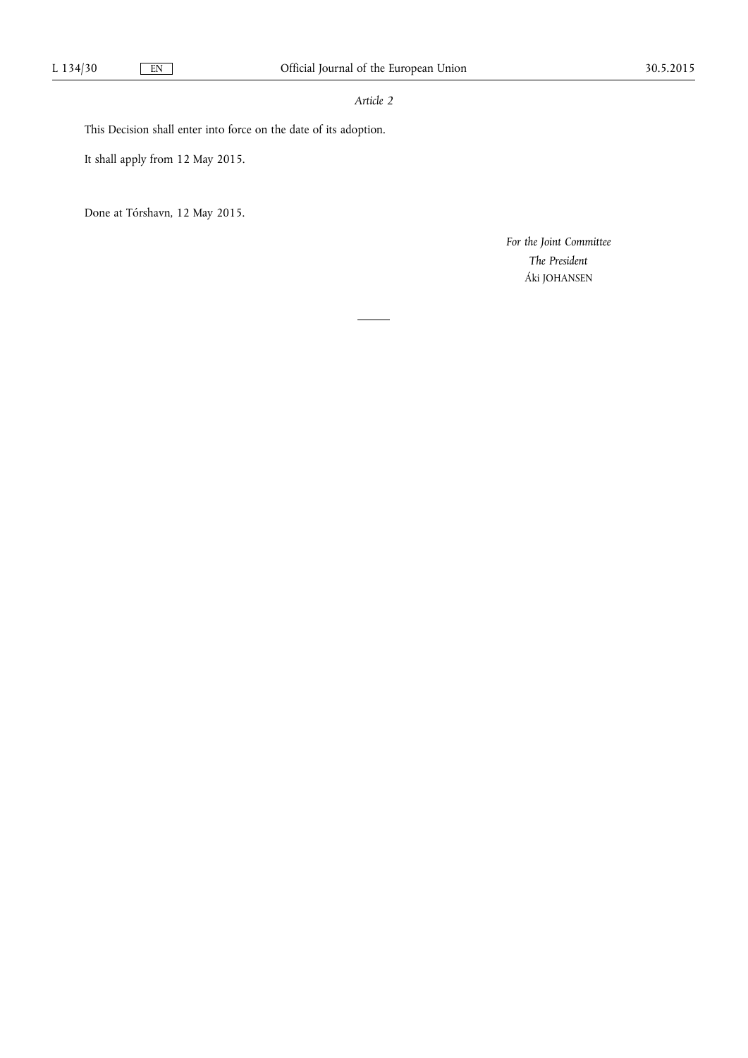*Article 2*

This Decision shall enter into force on the date of its adoption.

It shall apply from 12 May 2015.

Done at Tórshavn, 12 May 2015.

*For the Joint Committee*

*The President*

Áki JOHANSEN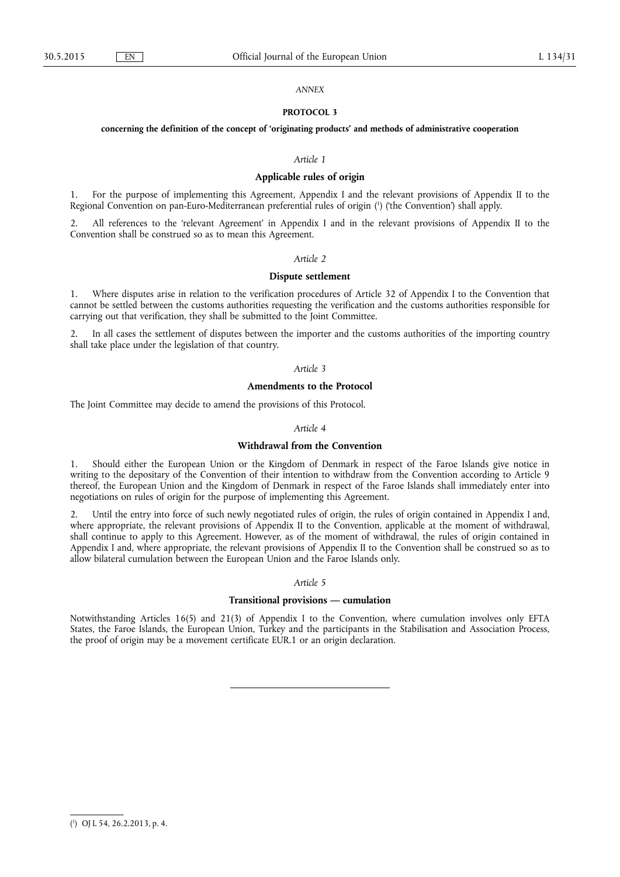*ANNEX*

## PROTOCOL 3

### concerning the definition of the concept of 'originating products' and methods of administrative cooperation

*Article 1*

**Applicable rules of origin**

1. For the purpose of implementing this Agreement, Appendix I and the relevant provisions of Appendix II to the Regional Convention on pan-Euro-Mediterranean preferential rules of origin [1] ('the Convention') shall apply.

2. All references to the 'relevant Agreement' in Appendix I and in the relevant provisions of Appendix II to the Convention shall be construed so as to mean this Agreement.

*Article 2*

**Dispute settlement**

1. Where disputes arise in relation to the verification procedures of Article 32 of Appendix I to the Convention that cannot be settled between the customs authorities requesting the verification and the customs authorities responsible for carrying out that verification, they shall be submitted to the Joint Committee.

2. In all cases the settlement of disputes between the importer and the customs authorities of the importing country shall take place under the legislation of that country.

*Article 3*

**Amendments to the Protocol**

The Joint Committee may decide to amend the provisions of this Protocol.

*Article 4*

**Withdrawal from the Convention**

1. Should either the European Union or the Kingdom of Denmark in respect of the Faroe Islands give notice in writing to the depositary of the Convention of their intention to withdraw from the Convention according to Article 9 thereof, the European Union and the Kingdom of Denmark in respect of the Faroe Islands shall immediately enter into negotiations on rules of origin for the purpose of implementing this Agreement.

2. Until the entry into force of such newly negotiated rules of origin, the rules of origin contained in Appendix I and, where appropriate, the relevant provisions of Appendix II to the Convention, applicable at the moment of withdrawal, shall continue to apply to this Agreement. However, as of the moment of withdrawal, the rules of origin contained in Appendix I and, where appropriate, the relevant provisions of Appendix II to the Convention shall be construed so as to allow bilateral cumulation between the European Union and the Faroe Islands only.

*Article 5*

**Transitional provisions — cumulation**

Notwithstanding Articles 16(5) and 21(3) of Appendix I to the Convention, where cumulation involves only EFTA States, the Faroe Islands, the European Union, Turkey and the participants in the Stabilisation and Association Process, the proof of origin may be a movement certificate EUR.1 or an origin declaration.

---

[1] OJ L 54, 26.2.2013, p. 4.